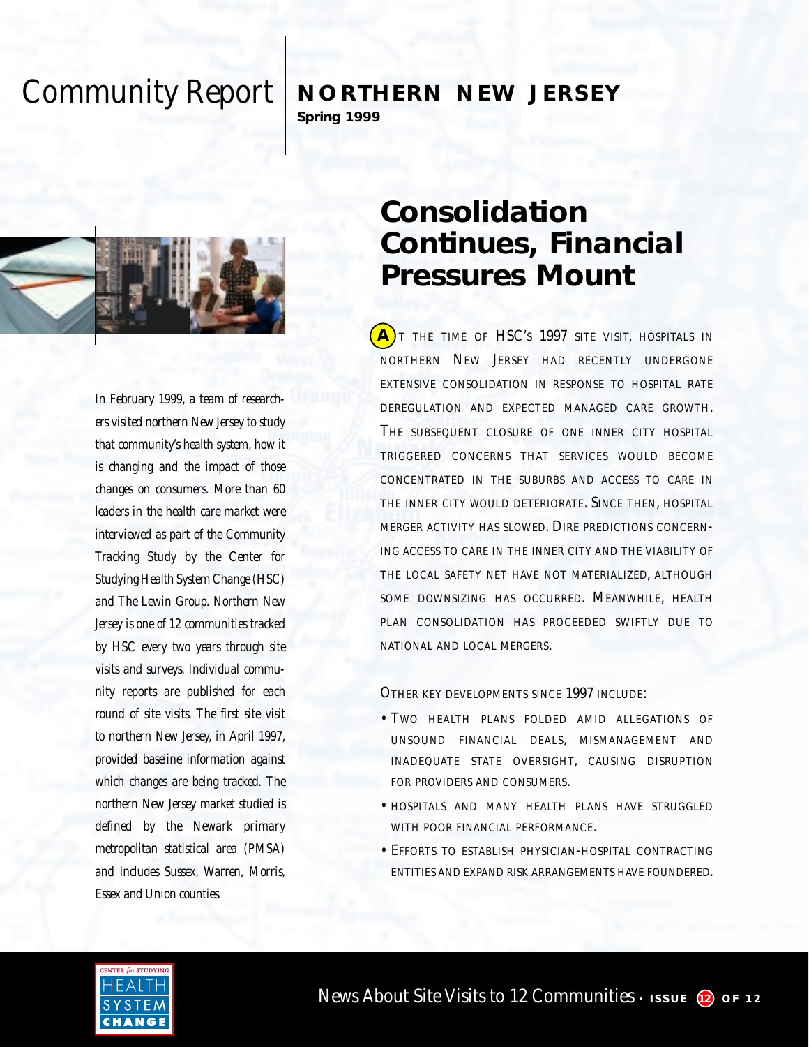# Community Report

**NORTHERN NEW JERSEY**

**Spring 1999**

*In February 1999, a team of researchers visited northern New Jersey to study that community's health system, how it is changing and the impact of those changes on consumers. More than 60 leaders in the health care market were interviewed as part of the Community Tracking Study by the Center for Studying Health System Change (HSC) and The Lewin Group. Northern New Jersey is one of 12 communities tracked by HSC every two years through site visits and surveys. Individual community reports are published for each round of site visits. The first site visit to northern New Jersey, in April 1997, provided baseline information against which changes are being tracked. The northern New Jersey market studied is defined by the Newark primary metropolitan statistical area (PMSA) and includes Sussex, Warren, Morris, Essex and Union counties.*

## Consolidation Continues, Financial Pressures Mount

At the time of HSC's 1997 site visit, hospitals in northern New Jersey had recently undergone extensive consolidation in response to hospital rate deregulation and expected managed care growth. The subsequent closure of one inner city hospital triggered concerns that services would become concentrated in the suburbs and access to care in the inner city would deteriorate. Since then, hospital merger activity has slowed. Dire predictions concerning access to care in the inner city and the viability of the local safety net have not materialized, although some downsizing has occurred. Meanwhile, health plan consolidation has proceeded swiftly due to national and local mergers.

Other key developments since 1997 include:

- Two health plans folded amid allegations of unsound financial deals, mismanagement and inadequate state oversight, causing disruption for providers and consumers.
- Hospitals and many health plans have struggled with poor financial performance.
- Efforts to establish physician-hospital contracting entities and expand risk arrangements have foundered.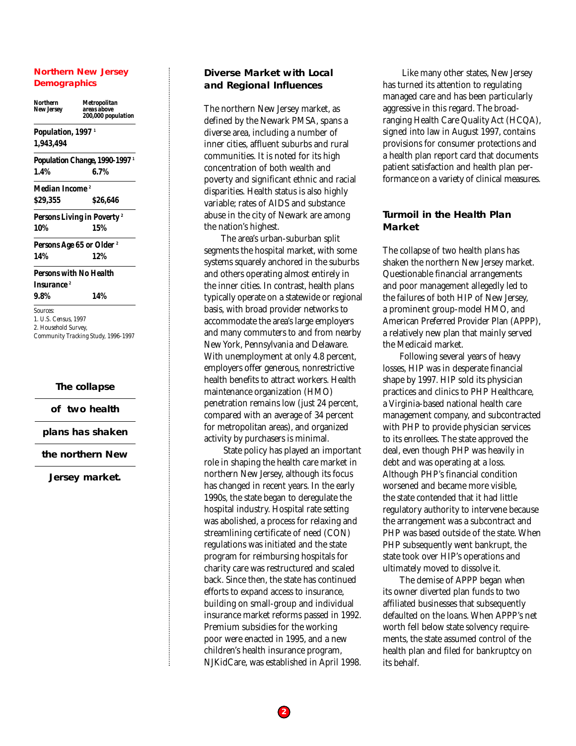## Northern New Jersey Demographics

| | Northern New Jersey | Metropolitan areas above 200,000 population |
|---|---|---|
| **Population, 1997** [1] | 1,943,494 | |
| **Population Change, 1990-1997** [1] | 1.4% | 6.7% |
| **Median Income** [2] | $29,355 | $26,646 |
| **Persons Living in Poverty** [2] | 10% | 15% |
| **Persons Age 65 or Older** [2] | 14% | 12% |
| **Persons with No Health Insurance** [2] | 9.8% | 14% |

Sources:
1. U.S. Census, 1997
2. Household Survey, Community Tracking Study, 1996-1997

**The collapse of two health plans has shaken the northern New Jersey market.**

## Diverse Market with Local and Regional Influences

The northern New Jersey market, as defined by the Newark PMSA, spans a diverse area, including a number of inner cities, affluent suburbs and rural communities. It is noted for its high concentration of both wealth and poverty and significant ethnic and racial disparities. Health status is also highly variable; rates of AIDS and substance abuse in the city of Newark are among the nation's highest.

The area's urban-suburban split segments the hospital market, with some systems squarely anchored in the suburbs and others operating almost entirely in the inner cities. In contrast, health plans typically operate on a statewide or regional basis, with broad provider networks to accommodate the area's large employers and many commuters to and from nearby New York, Pennsylvania and Delaware. With unemployment at only 4.8 percent, employers offer generous, nonrestrictive health benefits to attract workers. Health maintenance organization (HMO) penetration remains low (just 24 percent, compared with an average of 34 percent for metropolitan areas), and organized activity by purchasers is minimal.

State policy has played an important role in shaping the health care market in northern New Jersey, although its focus has changed in recent years. In the early 1990s, the state began to deregulate the hospital industry. Hospital rate setting was abolished, a process for relaxing and streamlining certificate of need (CON) regulations was initiated and the state program for reimbursing hospitals for charity care was restructured and scaled back. Since then, the state has continued efforts to expand access to insurance, building on small-group and individual insurance market reforms passed in 1992. Premium subsidies for the working poor were enacted in 1995, and a new children's health insurance program, NJKidCare, was established in April 1998.

Like many other states, New Jersey has turned its attention to regulating managed care and has been particularly aggressive in this regard. The broad-ranging Health Care Quality Act (HCQA), signed into law in August 1997, contains provisions for consumer protections and a health plan report card that documents patient satisfaction and health plan performance on a variety of clinical measures.

## Turmoil in the Health Plan Market

The collapse of two health plans has shaken the northern New Jersey market. Questionable financial arrangements and poor management allegedly led to the failures of both HIP of New Jersey, a prominent group-model HMO, and American Preferred Provider Plan (APPP), a relatively new plan that mainly served the Medicaid market.

Following several years of heavy losses, HIP was in desperate financial shape by 1997. HIP sold its physician practices and clinics to PHP Healthcare, a Virginia-based national health care management company, and subcontracted with PHP to provide physician services to its enrollees. The state approved the deal, even though PHP was heavily in debt and was operating at a loss. Although PHP's financial condition worsened and became more visible, the state contended that it had little regulatory authority to intervene because the arrangement was a subcontract and PHP was based outside of the state. When PHP subsequently went bankrupt, the state took over HIP's operations and ultimately moved to dissolve it.

The demise of APPP began when its owner diverted plan funds to two affiliated businesses that subsequently defaulted on the loans. When APPP's net worth fell below state solvency requirements, the state assumed control of the health plan and filed for bankruptcy on its behalf.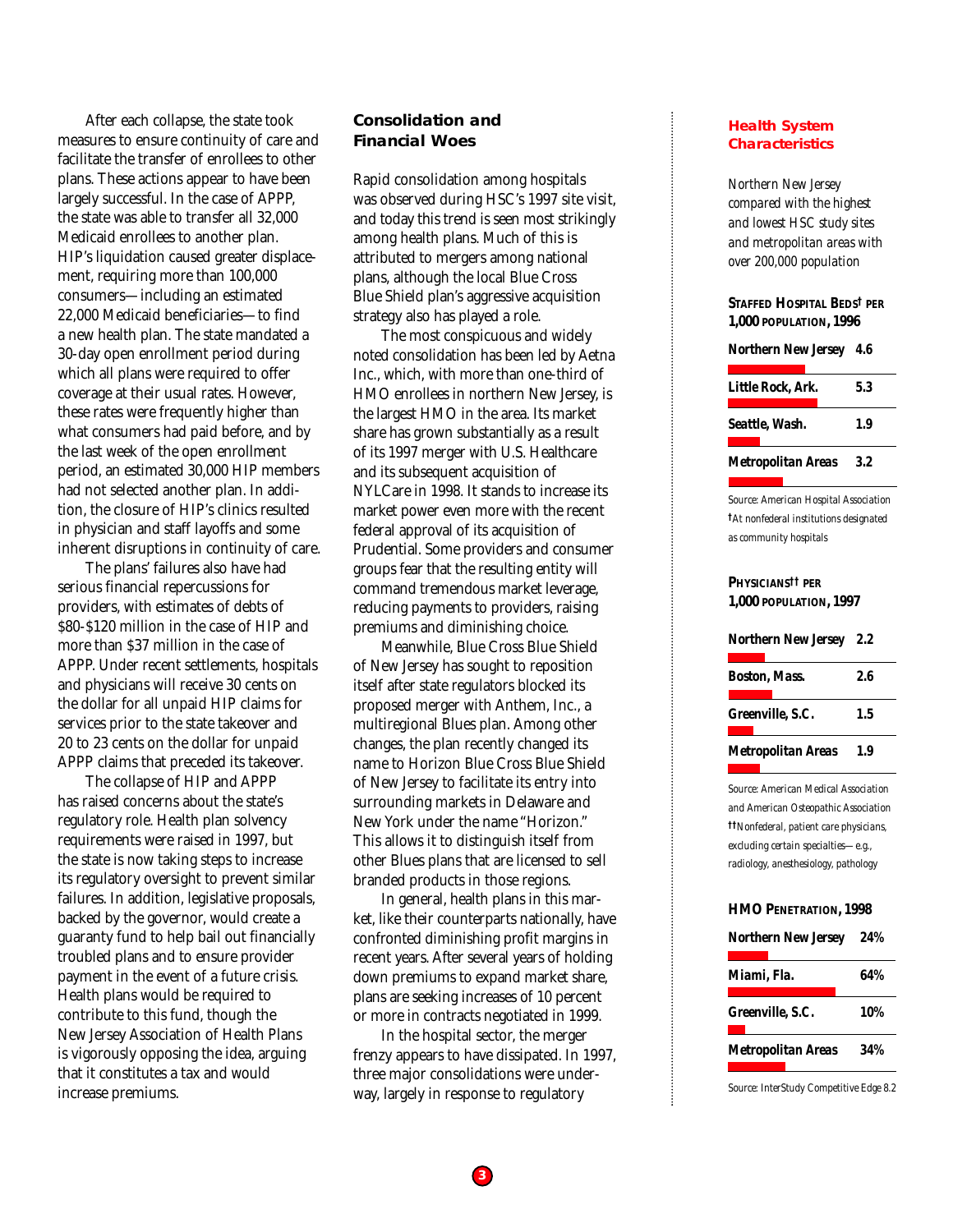After each collapse, the state took measures to ensure continuity of care and facilitate the transfer of enrollees to other plans. These actions appear to have been largely successful. In the case of APPP, the state was able to transfer all 32,000 Medicaid enrollees to another plan. HIP's liquidation caused greater displacement, requiring more than 100,000 consumers—including an estimated 22,000 Medicaid beneficiaries—to find a new health plan. The state mandated a 30-day open enrollment period during which all plans were required to offer coverage at their usual rates. However, these rates were frequently higher than what consumers had paid before, and by the last week of the open enrollment period, an estimated 30,000 HIP members had not selected another plan. In addition, the closure of HIP's clinics resulted in physician and staff layoffs and some inherent disruptions in continuity of care.

The plans' failures also have had serious financial repercussions for providers, with estimates of debts of \$80-\$120 million in the case of HIP and more than \$37 million in the case of APPP. Under recent settlements, hospitals and physicians will receive 30 cents on the dollar for all unpaid HIP claims for services prior to the state takeover and 20 to 23 cents on the dollar for unpaid APPP claims that preceded its takeover.

The collapse of HIP and APPP has raised concerns about the state's regulatory role. Health plan solvency requirements were raised in 1997, but the state is now taking steps to increase its regulatory oversight to prevent similar failures. In addition, legislative proposals, backed by the governor, would create a guaranty fund to help bail out financially troubled plans and to ensure provider payment in the event of a future crisis. Health plans would be required to contribute to this fund, though the New Jersey Association of Health Plans is vigorously opposing the idea, arguing that it constitutes a tax and would increase premiums.

## Consolidation and Financial Woes

Rapid consolidation among hospitals was observed during HSC's 1997 site visit, and today this trend is seen most strikingly among health plans. Much of this is attributed to mergers among national plans, although the local Blue Cross Blue Shield plan's aggressive acquisition strategy also has played a role.

The most conspicuous and widely noted consolidation has been led by Aetna Inc., which, with more than one-third of HMO enrollees in northern New Jersey, is the largest HMO in the area. Its market share has grown substantially as a result of its 1997 merger with U.S. Healthcare and its subsequent acquisition of NYLCare in 1998. It stands to increase its market power even more with the recent federal approval of its acquisition of Prudential. Some providers and consumer groups fear that the resulting entity will command tremendous market leverage, reducing payments to providers, raising premiums and diminishing choice.

Meanwhile, Blue Cross Blue Shield of New Jersey has sought to reposition itself after state regulators blocked its proposed merger with Anthem, Inc., a multiregional Blues plan. Among other changes, the plan recently changed its name to Horizon Blue Cross Blue Shield of New Jersey to facilitate its entry into surrounding markets in Delaware and New York under the name "Horizon." This allows it to distinguish itself from other Blues plans that are licensed to sell branded products in those regions.

In general, health plans in this market, like their counterparts nationally, have confronted diminishing profit margins in recent years. After several years of holding down premiums to expand market share, plans are seeking increases of 10 percent or more in contracts negotiated in 1999.

In the hospital sector, the merger frenzy appears to have dissipated. In 1997, three major consolidations were underway, largely in response to regulatory

### Health System Characteristics

*Northern New Jersey compared with the highest and lowest HSC study sites and metropolitan areas with over 200,000 population*

**Staffed Hospital Beds† per 1,000 Population, 1996**

Northern New Jersey 4.6

Little Rock, Ark. 5.3

Seattle, Wash. 1.9

Metropolitan Areas 3.2

Source: American Hospital Association

†At nonfederal institutions designated as community hospitals

**Physicians†† per 1,000 Population, 1997**

Northern New Jersey 2.2

Boston, Mass. 2.6

Greenville, S.C. 1.5

Metropolitan Areas 1.9

Source: American Medical Association and American Osteopathic Association

††Nonfederal, patient care physicians, excluding certain specialties—e.g., radiology, anesthesiology, pathology

**HMO Penetration, 1998**

Northern New Jersey 24%

Miami, Fla. 64%

Greenville, S.C. 10%

Metropolitan Areas 34%

Source: InterStudy Competitive Edge 8.2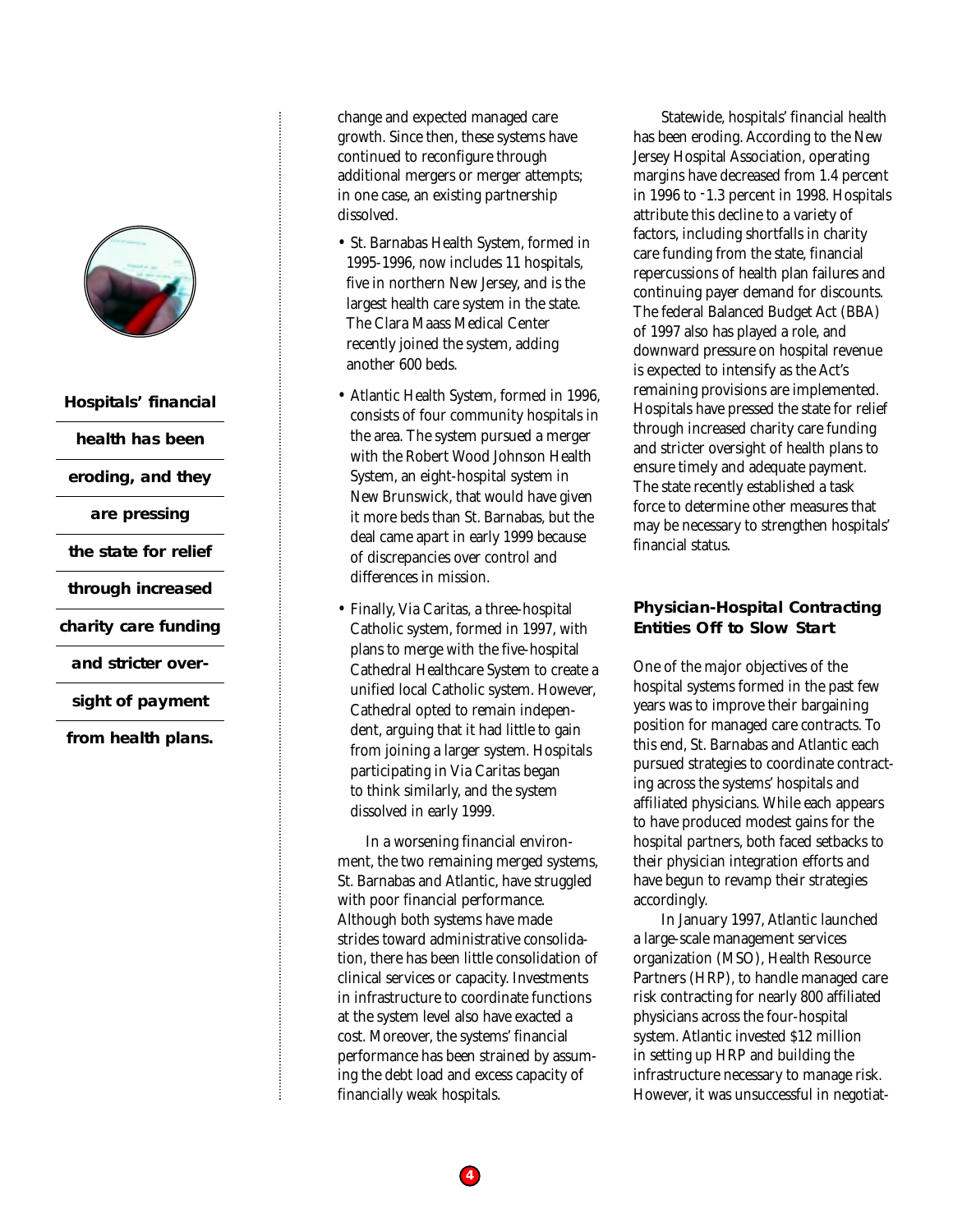change and expected managed care growth. Since then, these systems have continued to reconfigure through additional mergers or merger attempts; in one case, an existing partnership dissolved.

- St. Barnabas Health System, formed in 1995-1996, now includes 11 hospitals, five in northern New Jersey, and is the largest health care system in the state. The Clara Maass Medical Center recently joined the system, adding another 600 beds.
- Atlantic Health System, formed in 1996, consists of four community hospitals in the area. The system pursued a merger with the Robert Wood Johnson Health System, an eight-hospital system in New Brunswick, that would have given it more beds than St. Barnabas, but the deal came apart in early 1999 because of discrepancies over control and differences in mission.
- Finally, Via Caritas, a three-hospital Catholic system, formed in 1997, with plans to merge with the five-hospital Cathedral Healthcare System to create a unified local Catholic system. However, Cathedral opted to remain independent, arguing that it had little to gain from joining a larger system. Hospitals participating in Via Caritas began to think similarly, and the system dissolved in early 1999.

In a worsening financial environment, the two remaining merged systems, St. Barnabas and Atlantic, have struggled with poor financial performance. Although both systems have made strides toward administrative consolidation, there has been little consolidation of clinical services or capacity. Investments in infrastructure to coordinate functions at the system level also have exacted a cost. Moreover, the systems' financial performance has been strained by assuming the debt load and excess capacity of financially weak hospitals.

**Hospitals' financial health has been eroding, and they are pressing the state for relief through increased charity care funding and stricter oversight of payment from health plans.**

Statewide, hospitals' financial health has been eroding. According to the New Jersey Hospital Association, operating margins have decreased from 1.4 percent in 1996 to -1.3 percent in 1998. Hospitals attribute this decline to a variety of factors, including shortfalls in charity care funding from the state, financial repercussions of health plan failures and continuing payer demand for discounts. The federal Balanced Budget Act (BBA) of 1997 also has played a role, and downward pressure on hospital revenue is expected to intensify as the Act's remaining provisions are implemented. Hospitals have pressed the state for relief through increased charity care funding and stricter oversight of health plans to ensure timely and adequate payment. The state recently established a task force to determine other measures that may be necessary to strengthen hospitals' financial status.

## Physician-Hospital Contracting Entities Off to Slow Start

One of the major objectives of the hospital systems formed in the past few years was to improve their bargaining position for managed care contracts. To this end, St. Barnabas and Atlantic each pursued strategies to coordinate contracting across the systems' hospitals and affiliated physicians. While each appears to have produced modest gains for the hospital partners, both faced setbacks to their physician integration efforts and have begun to revamp their strategies accordingly.

In January 1997, Atlantic launched a large-scale management services organization (MSO), Health Resource Partners (HRP), to handle managed care risk contracting for nearly 800 affiliated physicians across the four-hospital system. Atlantic invested $12 million in setting up HRP and building the infrastructure necessary to manage risk. However, it was unsuccessful in negotiat-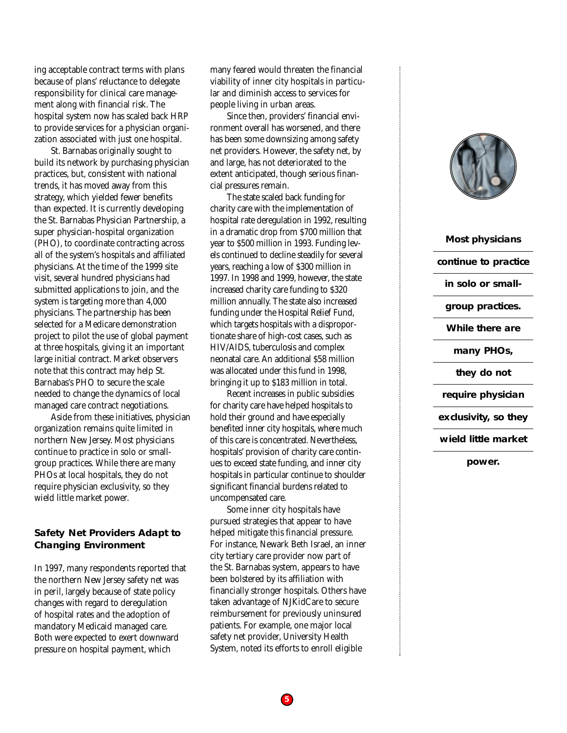ing acceptable contract terms with plans because of plans' reluctance to delegate responsibility for clinical care management along with financial risk. The hospital system now has scaled back HRP to provide services for a physician organization associated with just one hospital.

St. Barnabas originally sought to build its network by purchasing physician practices, but, consistent with national trends, it has moved away from this strategy, which yielded fewer benefits than expected. It is currently developing the St. Barnabas Physician Partnership, a super physician-hospital organization (PHO), to coordinate contracting across all of the system's hospitals and affiliated physicians. At the time of the 1999 site visit, several hundred physicians had submitted applications to join, and the system is targeting more than 4,000 physicians. The partnership has been selected for a Medicare demonstration project to pilot the use of global payment at three hospitals, giving it an important large initial contract. Market observers note that this contract may help St. Barnabas's PHO to secure the scale needed to change the dynamics of local managed care contract negotiations.

Aside from these initiatives, physician organization remains quite limited in northern New Jersey. Most physicians continue to practice in solo or small-group practices. While there are many PHOs at local hospitals, they do not require physician exclusivity, so they wield little market power.

### Safety Net Providers Adapt to Changing Environment

In 1997, many respondents reported that the northern New Jersey safety net was in peril, largely because of state policy changes with regard to deregulation of hospital rates and the adoption of mandatory Medicaid managed care. Both were expected to exert downward pressure on hospital payment, which many feared would threaten the financial viability of inner city hospitals in particular and diminish access to services for people living in urban areas.

Since then, providers' financial environment overall has worsened, and there has been some downsizing among safety net providers. However, the safety net, by and large, has not deteriorated to the extent anticipated, though serious financial pressures remain.

The state scaled back funding for charity care with the implementation of hospital rate deregulation in 1992, resulting in a dramatic drop from $700 million that year to $500 million in 1993. Funding levels continued to decline steadily for several years, reaching a low of $300 million in 1997. In 1998 and 1999, however, the state increased charity care funding to $320 million annually. The state also increased funding under the Hospital Relief Fund, which targets hospitals with a disproportionate share of high-cost cases, such as HIV/AIDS, tuberculosis and complex neonatal care. An additional $58 million was allocated under this fund in 1998, bringing it up to $183 million in total.

Recent increases in public subsidies for charity care have helped hospitals to hold their ground and have especially benefited inner city hospitals, where much of this care is concentrated. Nevertheless, hospitals' provision of charity care continues to exceed state funding, and inner city hospitals in particular continue to shoulder significant financial burdens related to uncompensated care.

Some inner city hospitals have pursued strategies that appear to have helped mitigate this financial pressure. For instance, Newark Beth Israel, an inner city tertiary care provider now part of the St. Barnabas system, appears to have been bolstered by its affiliation with financially stronger hospitals. Others have taken advantage of NJKidCare to secure reimbursement for previously uninsured patients. For example, one major local safety net provider, University Health System, noted its efforts to enroll eligible

**Most physicians continue to practice in solo or small-group practices. While there are many PHOs, they do not require physician exclusivity, so they wield little market power.**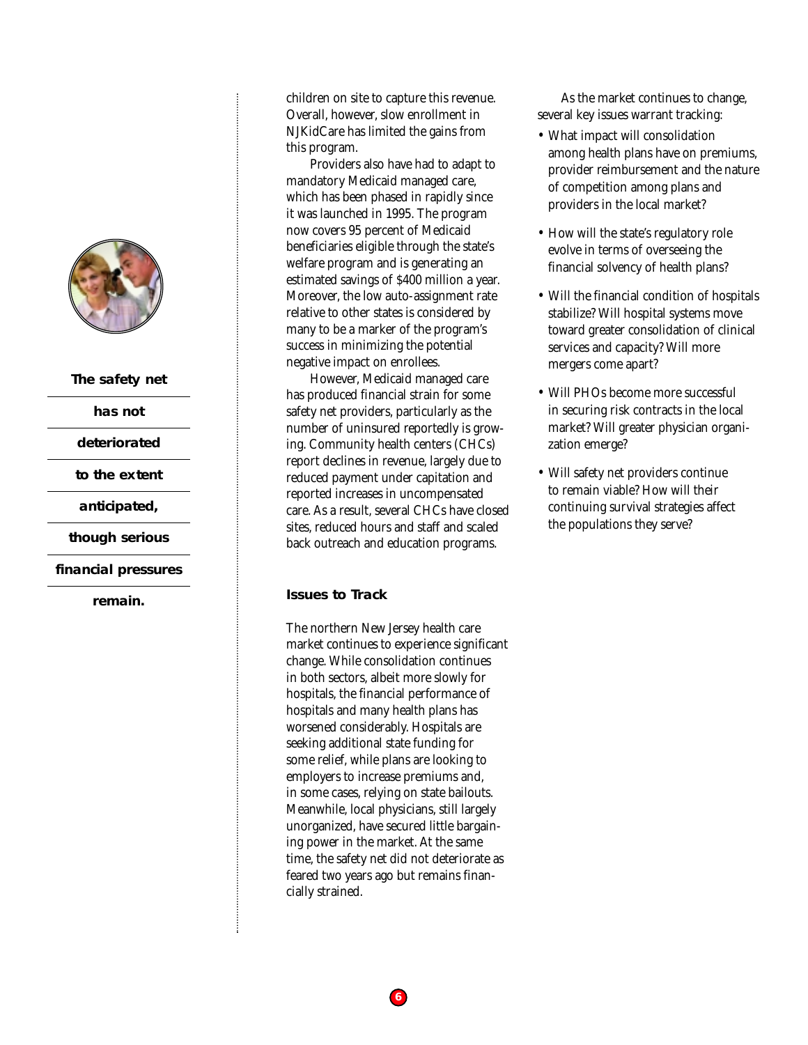children on site to capture this revenue. Overall, however, slow enrollment in NJKidCare has limited the gains from this program.

Providers also have had to adapt to mandatory Medicaid managed care, which has been phased in rapidly since it was launched in 1995. The program now covers 95 percent of Medicaid beneficiaries eligible through the state's welfare program and is generating an estimated savings of $400 million a year. Moreover, the low auto-assignment rate relative to other states is considered by many to be a marker of the program's success in minimizing the potential negative impact on enrollees.

However, Medicaid managed care has produced financial strain for some safety net providers, particularly as the number of uninsured reportedly is growing. Community health centers (CHCs) report declines in revenue, largely due to reduced payment under capitation and reported increases in uncompensated care. As a result, several CHCs have closed sites, reduced hours and staff and scaled back outreach and education programs.

**The safety net has not deteriorated to the extent anticipated, though serious financial pressures remain.**

## Issues to Track

The northern New Jersey health care market continues to experience significant change. While consolidation continues in both sectors, albeit more slowly for hospitals, the financial performance of hospitals and many health plans has worsened considerably. Hospitals are seeking additional state funding for some relief, while plans are looking to employers to increase premiums and, in some cases, relying on state bailouts. Meanwhile, local physicians, still largely unorganized, have secured little bargaining power in the market. At the same time, the safety net did not deteriorate as feared two years ago but remains financially strained.

As the market continues to change, several key issues warrant tracking:

- What impact will consolidation among health plans have on premiums, provider reimbursement and the nature of competition among plans and providers in the local market?
- How will the state's regulatory role evolve in terms of overseeing the financial solvency of health plans?
- Will the financial condition of hospitals stabilize? Will hospital systems move toward greater consolidation of clinical services and capacity? Will more mergers come apart?
- Will PHOs become more successful in securing risk contracts in the local market? Will greater physician organization emerge?
- Will safety net providers continue to remain viable? How will their continuing survival strategies affect the populations they serve?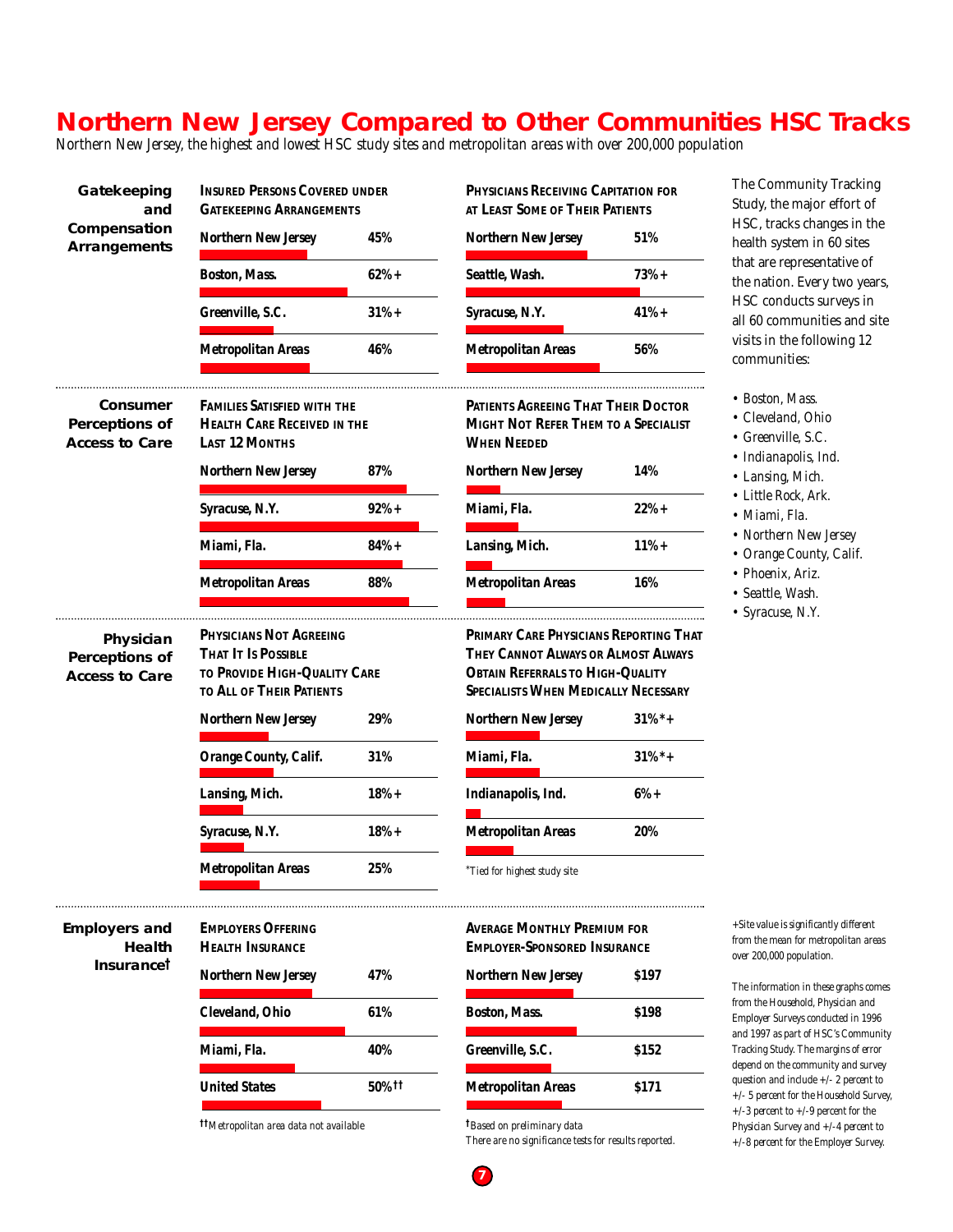# Northern New Jersey Compared to Other Communities HSC Tracks

*Northern New Jersey, the highest and lowest HSC study sites and metropolitan areas with over 200,000 population*

## Gatekeeping and Compensation Arrangements

**Insured Persons Covered under Gatekeeping Arrangements**

| Site | Value |
|---|---|
| Northern New Jersey | 45% |
| Boston, Mass. | 62%+ |
| Greenville, S.C. | 31%+ |
| Metropolitan Areas | 46% |

**Physicians Receiving Capitation for at Least Some of Their Patients**

| Site | Value |
|---|---|
| Northern New Jersey | 51% |
| Seattle, Wash. | 73%+ |
| Syracuse, N.Y. | 41%+ |
| Metropolitan Areas | 56% |

## Consumer Perceptions of Access to Care

**Families Satisfied with the Health Care Received in the Last 12 Months**

| Site | Value |
|---|---|
| Northern New Jersey | 87% |
| Syracuse, N.Y. | 92%+ |
| Miami, Fla. | 84%+ |
| Metropolitan Areas | 88% |

**Patients Agreeing That Their Doctor Might Not Refer Them to a Specialist When Needed**

| Site | Value |
|---|---|
| Northern New Jersey | 14% |
| Miami, Fla. | 22%+ |
| Lansing, Mich. | 11%+ |
| Metropolitan Areas | 16% |

## Physician Perceptions of Access to Care

**Physicians Not Agreeing That It Is Possible to Provide High-Quality Care to All of Their Patients**

| Site | Value |
|---|---|
| Northern New Jersey | 29% |
| Orange County, Calif. | 31% |
| Lansing, Mich. | 18%+ |
| Syracuse, N.Y. | 18%+ |
| Metropolitan Areas | 25% |

**Primary Care Physicians Reporting That They Cannot Always or Almost Always Obtain Referrals to High-Quality Specialists When Medically Necessary**

| Site | Value |
|---|---|
| Northern New Jersey | 31%*+ |
| Miami, Fla. | 31%*+ |
| Indianapolis, Ind. | 6%+ |
| Metropolitan Areas | 20% |

*Tied for highest study site

## Employers and Health Insurance†

**Employers Offering Health Insurance**

| Site | Value |
|---|---|
| Northern New Jersey | 47% |
| Cleveland, Ohio | 61% |
| Miami, Fla. | 40% |
| United States | 50%†† |

††Metropolitan area data not available

**Average Monthly Premium for Employer-Sponsored Insurance**

| Site | Value |
|---|---|
| Northern New Jersey | $197 |
| Boston, Mass. | $198 |
| Greenville, S.C. | $152 |
| Metropolitan Areas | $171 |

†Based on preliminary data

There are no significance tests for results reported.

---

The Community Tracking Study, the major effort of HSC, tracks changes in the health system in 60 sites that are representative of the nation. Every two years, HSC conducts surveys in all 60 communities and site visits in the following 12 communities:

- Boston, Mass.
- Cleveland, Ohio
- Greenville, S.C.
- Indianapolis, Ind.
- Lansing, Mich.
- Little Rock, Ark.
- Miami, Fla.
- Northern New Jersey
- Orange County, Calif.
- Phoenix, Ariz.
- Seattle, Wash.
- Syracuse, N.Y.

+Site value is significantly different from the mean for metropolitan areas over 200,000 population.

The information in these graphs comes from the Household, Physician and Employer Surveys conducted in 1996 and 1997 as part of HSC's Community Tracking Study. The margins of error depend on the community and survey question and include +/- 2 percent to +/- 5 percent for the Household Survey, +/-3 percent to +/-9 percent for the Physician Survey and +/-4 percent to +/-8 percent for the Employer Survey.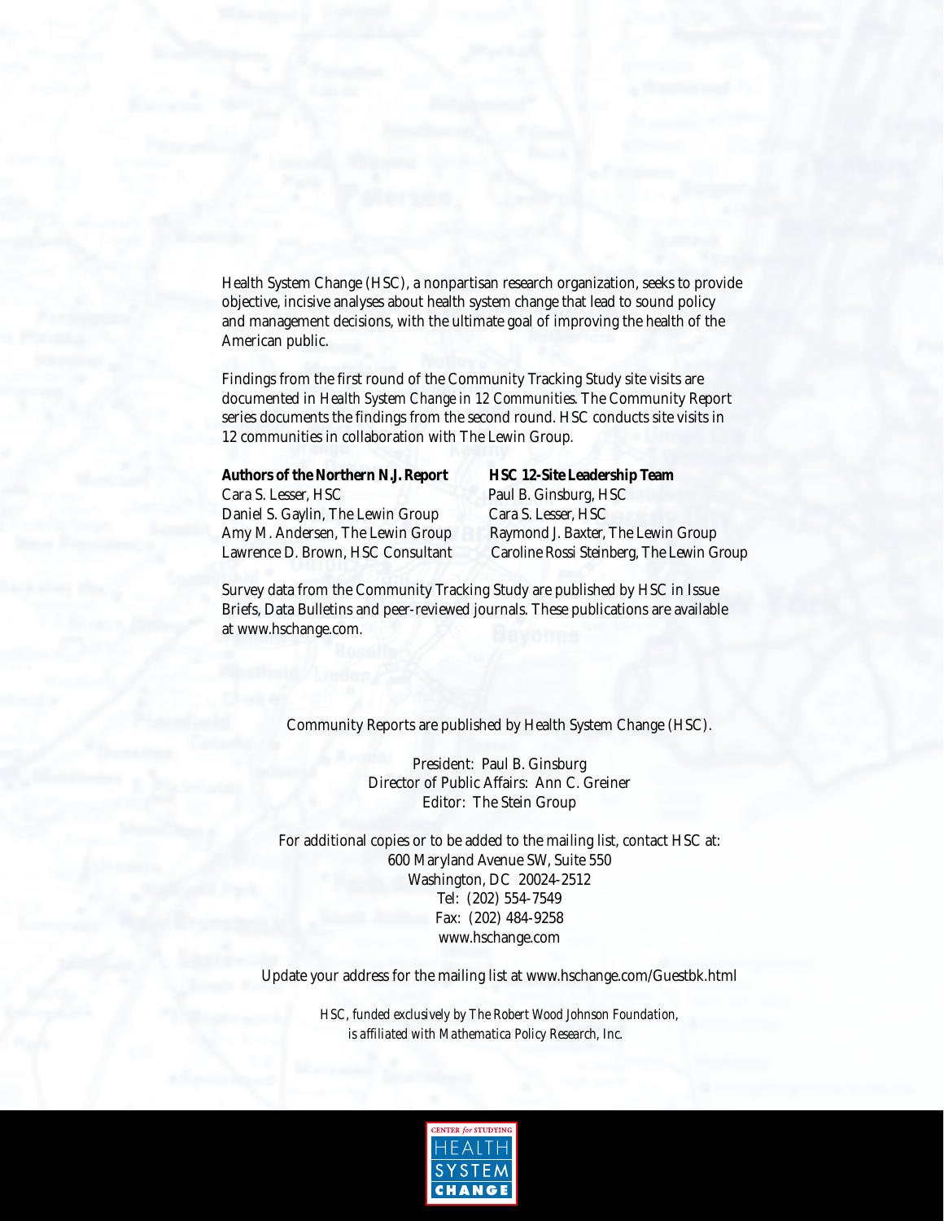Health System Change (HSC), a nonpartisan research organization, seeks to provide objective, incisive analyses about health system change that lead to sound policy and management decisions, with the ultimate goal of improving the health of the American public.

Findings from the first round of the Community Tracking Study site visits are documented in *Health System Change in 12 Communities*. The Community Report series documents the findings from the second round. HSC conducts site visits in 12 communities in collaboration with The Lewin Group.

**Authors of the Northern N.J. Report**
Cara S. Lesser, HSC
Daniel S. Gaylin, The Lewin Group
Amy M. Andersen, The Lewin Group
Lawrence D. Brown, HSC Consultant

**HSC 12-Site Leadership Team**
Paul B. Ginsburg, HSC
Cara S. Lesser, HSC
Raymond J. Baxter, The Lewin Group
Caroline Rossi Steinberg, The Lewin Group

Survey data from the Community Tracking Study are published by HSC in Issue Briefs, Data Bulletins and peer-reviewed journals. These publications are available at www.hschange.com.

Community Reports are published by Health System Change (HSC).

President: Paul B. Ginsburg
Director of Public Affairs: Ann C. Greiner
Editor: The Stein Group

For additional copies or to be added to the mailing list, contact HSC at:
600 Maryland Avenue SW, Suite 550
Washington, DC 20024-2512
Tel: (202) 554-7549
Fax: (202) 484-9258
www.hschange.com

Update your address for the mailing list at www.hschange.com/Guestbk.html

*HSC, funded exclusively by The Robert Wood Johnson Foundation, is affiliated with Mathematica Policy Research, Inc.*

CENTER *for* STUDYING HEALTH SYSTEM CHANGE